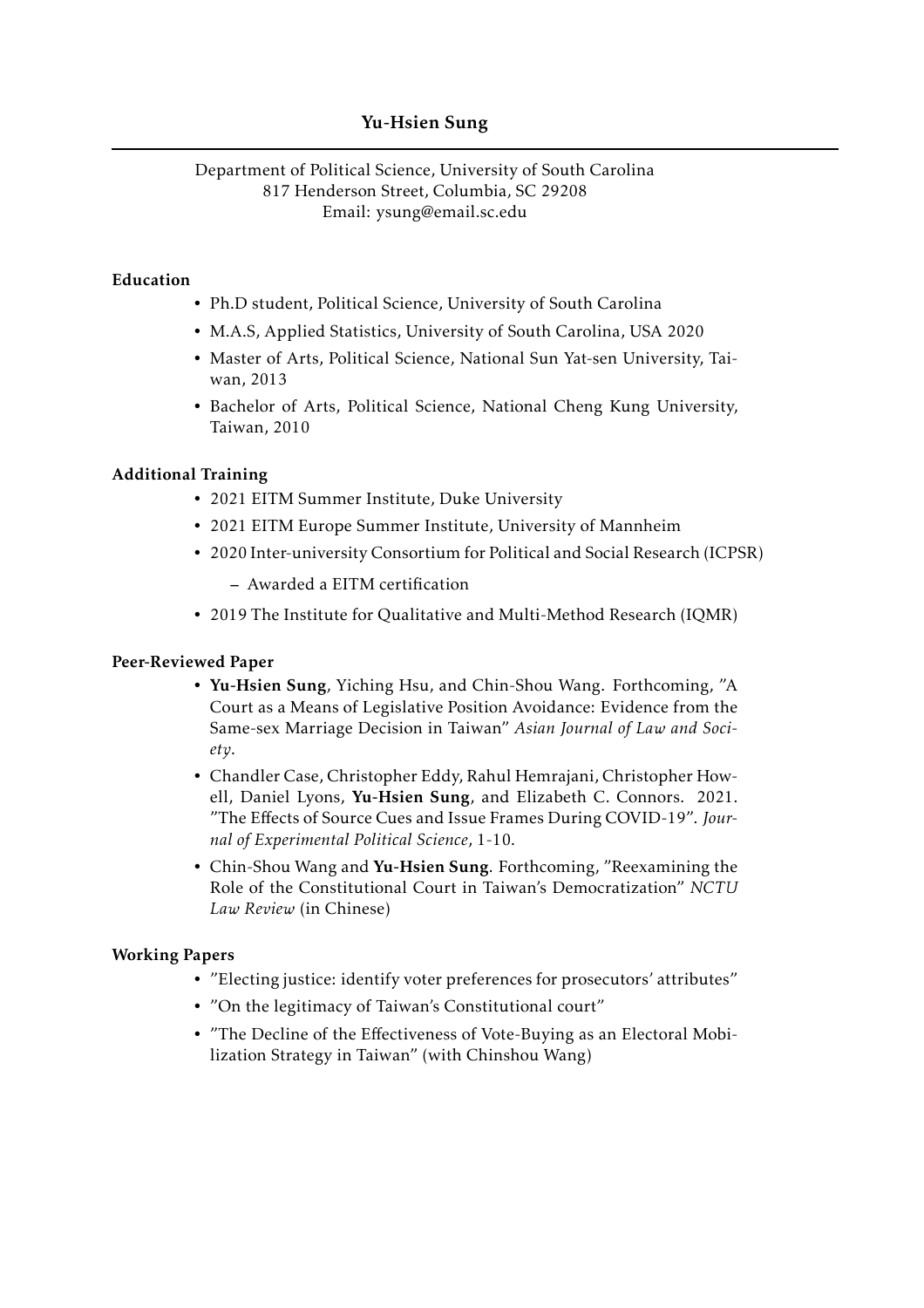# Yu-Hsien Sung

Department of Political Science, University of South Carolina
817 Henderson Street, Columbia, SC 29208
Email: ysung@email.sc.edu

## Education

- Ph.D student, Political Science, University of South Carolina
- M.A.S, Applied Statistics, University of South Carolina, USA 2020
- Master of Arts, Political Science, National Sun Yat-sen University, Taiwan, 2013
- Bachelor of Arts, Political Science, National Cheng Kung University, Taiwan, 2010

## Additional Training

- 2021 EITM Summer Institute, Duke University
- 2021 EITM Europe Summer Institute, University of Mannheim
- 2020 Inter-university Consortium for Political and Social Research (ICPSR)
  - Awarded a EITM certification
- 2019 The Institute for Qualitative and Multi-Method Research (IQMR)

## Peer-Reviewed Paper

- **Yu-Hsien Sung**, Yiching Hsu, and Chin-Shou Wang. Forthcoming, "A Court as a Means of Legislative Position Avoidance: Evidence from the Same-sex Marriage Decision in Taiwan" *Asian Journal of Law and Society*.
- Chandler Case, Christopher Eddy, Rahul Hemrajani, Christopher Howell, Daniel Lyons, **Yu-Hsien Sung**, and Elizabeth C. Connors. 2021. "The Effects of Source Cues and Issue Frames During COVID-19". *Journal of Experimental Political Science*, 1-10.
- Chin-Shou Wang and **Yu-Hsien Sung**. Forthcoming, "Reexamining the Role of the Constitutional Court in Taiwan's Democratization" *NCTU Law Review* (in Chinese)

## Working Papers

- "Electing justice: identify voter preferences for prosecutors' attributes"
- "On the legitimacy of Taiwan's Constitutional court"
- "The Decline of the Effectiveness of Vote-Buying as an Electoral Mobilization Strategy in Taiwan" (with Chinshou Wang)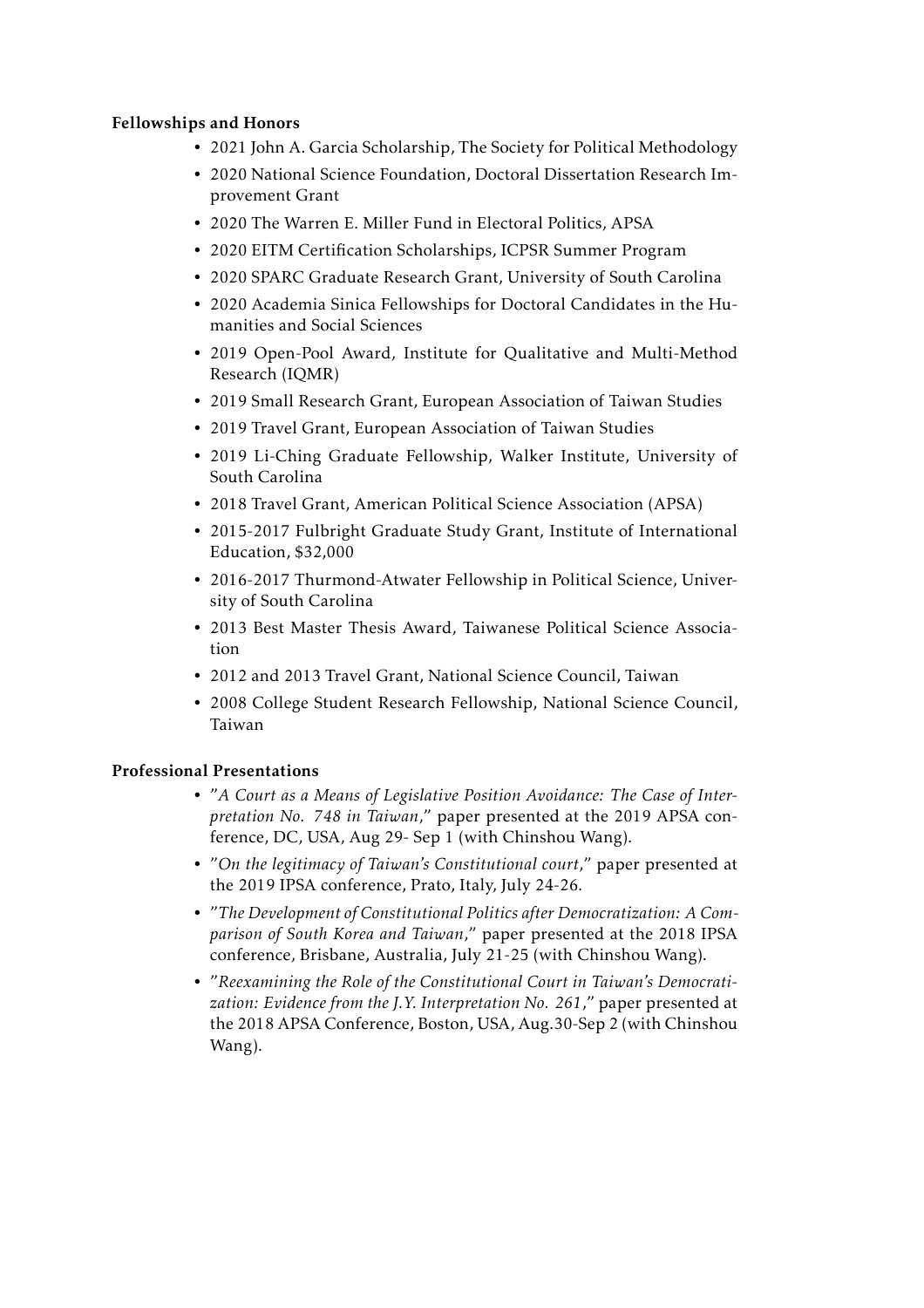**Fellowships and Honors**

- 2021 John A. Garcia Scholarship, The Society for Political Methodology
- 2020 National Science Foundation, Doctoral Dissertation Research Improvement Grant
- 2020 The Warren E. Miller Fund in Electoral Politics, APSA
- 2020 EITM Certification Scholarships, ICPSR Summer Program
- 2020 SPARC Graduate Research Grant, University of South Carolina
- 2020 Academia Sinica Fellowships for Doctoral Candidates in the Humanities and Social Sciences
- 2019 Open-Pool Award, Institute for Qualitative and Multi-Method Research (IQMR)
- 2019 Small Research Grant, European Association of Taiwan Studies
- 2019 Travel Grant, European Association of Taiwan Studies
- 2019 Li-Ching Graduate Fellowship, Walker Institute, University of South Carolina
- 2018 Travel Grant, American Political Science Association (APSA)
- 2015-2017 Fulbright Graduate Study Grant, Institute of International Education, $32,000
- 2016-2017 Thurmond-Atwater Fellowship in Political Science, University of South Carolina
- 2013 Best Master Thesis Award, Taiwanese Political Science Association
- 2012 and 2013 Travel Grant, National Science Council, Taiwan
- 2008 College Student Research Fellowship, National Science Council, Taiwan

**Professional Presentations**

- "*A Court as a Means of Legislative Position Avoidance: The Case of Interpretation No. 748 in Taiwan*," paper presented at the 2019 APSA conference, DC, USA, Aug 29- Sep 1 (with Chinshou Wang).
- "*On the legitimacy of Taiwan's Constitutional court*," paper presented at the 2019 IPSA conference, Prato, Italy, July 24-26.
- "*The Development of Constitutional Politics after Democratization: A Comparison of South Korea and Taiwan*," paper presented at the 2018 IPSA conference, Brisbane, Australia, July 21-25 (with Chinshou Wang).
- "*Reexamining the Role of the Constitutional Court in Taiwan's Democratization: Evidence from the J.Y. Interpretation No. 261*," paper presented at the 2018 APSA Conference, Boston, USA, Aug.30-Sep 2 (with Chinshou Wang).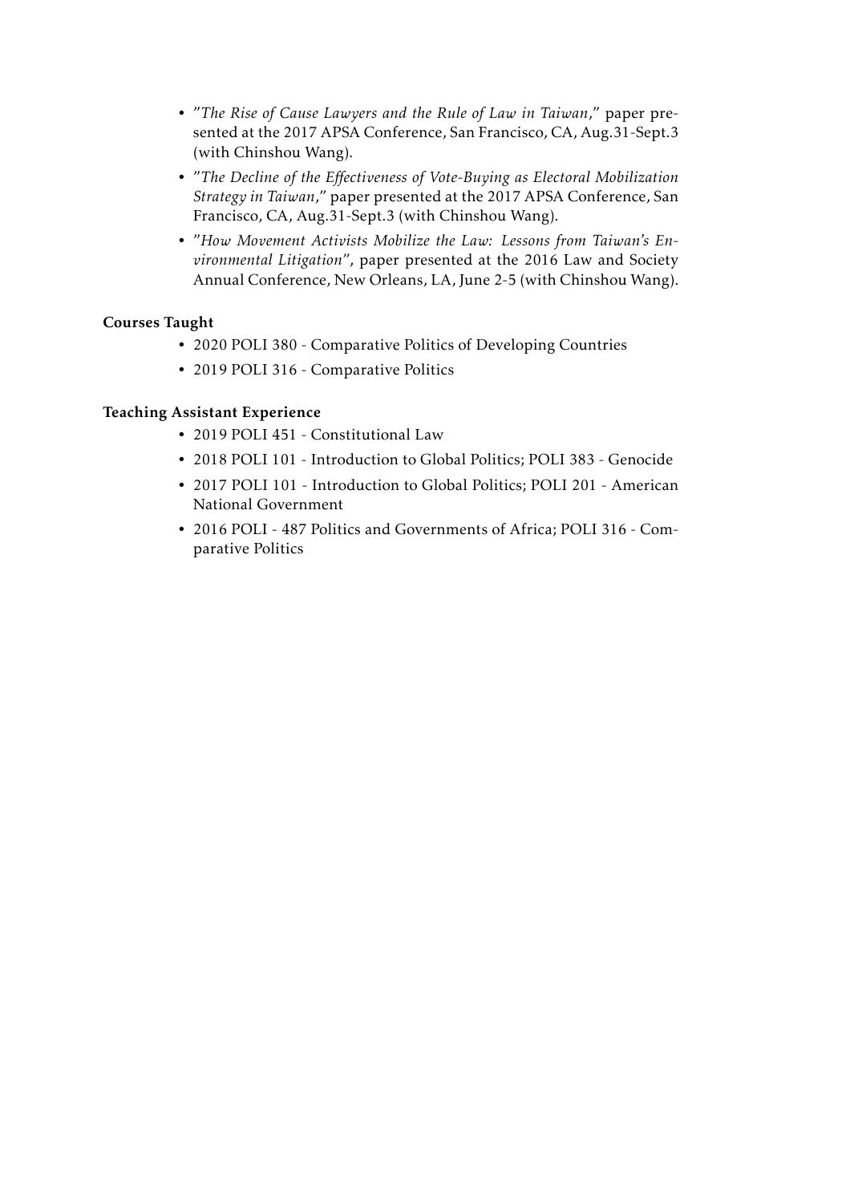- "*The Rise of Cause Lawyers and the Rule of Law in Taiwan*," paper presented at the 2017 APSA Conference, San Francisco, CA, Aug.31-Sept.3 (with Chinshou Wang).
- "*The Decline of the Effectiveness of Vote-Buying as Electoral Mobilization Strategy in Taiwan*," paper presented at the 2017 APSA Conference, San Francisco, CA, Aug.31-Sept.3 (with Chinshou Wang).
- "*How Movement Activists Mobilize the Law: Lessons from Taiwan's Environmental Litigation*", paper presented at the 2016 Law and Society Annual Conference, New Orleans, LA, June 2-5 (with Chinshou Wang).

**Courses Taught**

- 2020 POLI 380 - Comparative Politics of Developing Countries
- 2019 POLI 316 - Comparative Politics

**Teaching Assistant Experience**

- 2019 POLI 451 - Constitutional Law
- 2018 POLI 101 - Introduction to Global Politics; POLI 383 - Genocide
- 2017 POLI 101 - Introduction to Global Politics; POLI 201 - American National Government
- 2016 POLI - 487 Politics and Governments of Africa; POLI 316 - Comparative Politics